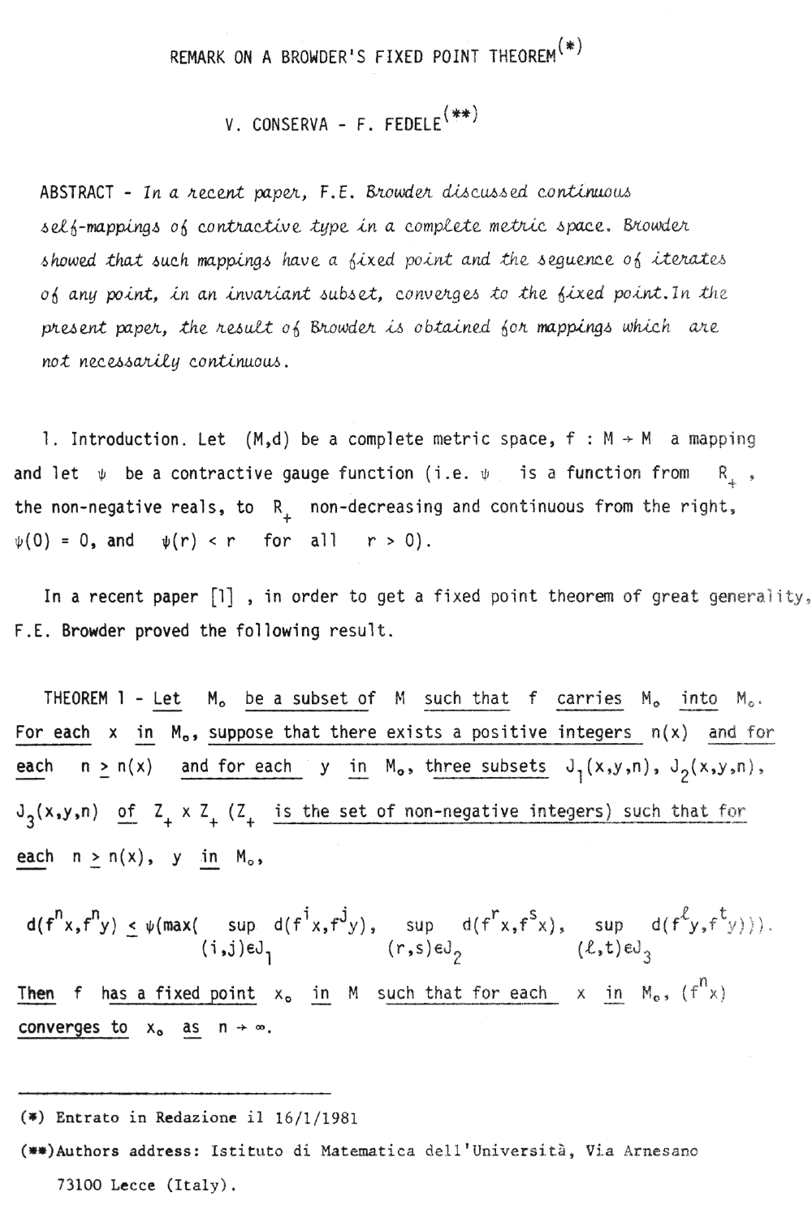# REMARK ON A BROWDER'S FIXED POINT THEOREM(*)

V. CONSERVA - F. FEDELE(**)

ABSTRACT - *In a recent paper, F.E. Browder discussed continuous self-mappings of contractive type in a complete metric space. Browder showed that such mappings have a fixed point and the sequence of iterates of any point, in an invariant subset, converges to the fixed point. In the present paper, the result of Browder is obtained for mappings which are not necessarily continuous.*

1. Introduction. Let $(M,d)$ be a complete metric space, $f : M \to M$ a mapping and let $\psi$ be a contractive gauge function (i.e. $\psi$ is a function from $R_+$, the non-negative reals, to $R_+$ non-decreasing and continuous from the right, $\psi(0) = 0$, and $\psi(r) < r$ for all $r > 0$).

In a recent paper [1], in order to get a fixed point theorem of great generality, F.E. Browder proved the following result.

THEOREM 1 - Let $M_o$ be a subset of $M$ such that $f$ carries $M_o$ into $M_o$. For each $x$ in $M_o$, suppose that there exists a positive integers $n(x)$ and for each $n \geq n(x)$ and for each $y$ in $M_o$, three subsets $J_1(x,y,n)$, $J_2(x,y,n)$, $J_3(x,y,n)$ of $Z_+ \times Z_+$ ($Z_+$ is the set of non-negative integers) such that for each $n \geq n(x)$, $y$ in $M_o$,

$$d(f^n x, f^n y) \leq \psi(\max(\sup_{(i,j)\in J_1} d(f^i x, f^j y), \sup_{(r,s)\in J_2} d(f^r x, f^s x), \sup_{(\ell,t)\in J_3} d(f^\ell y, f^t y))).$$

Then $f$ has a fixed point $x_o$ in $M$ such that for each $x$ in $M_o$, $(f^n x)$ converges to $x_o$ as $n \to \infty$.

---

(*) Entrato in Redazione il 16/1/1981

(**) Authors address: Istituto di Matematica dell'Università, Via Arnesano 73100 Lecce (Italy).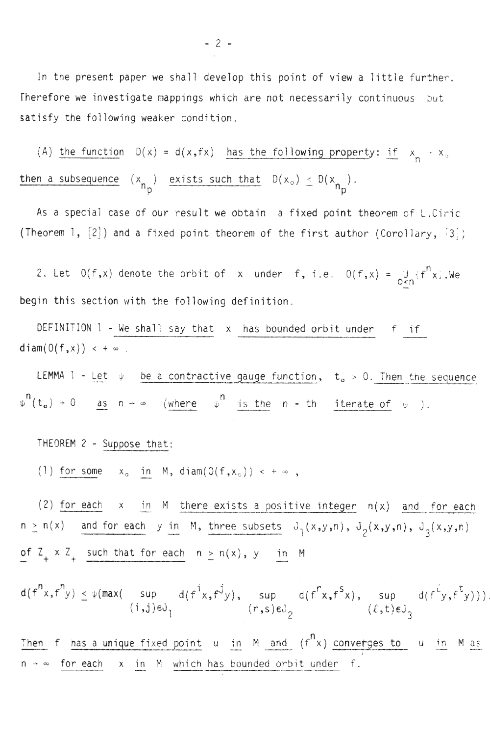In the present paper we shall develop this point of view a little further. Therefore we investigate mappings which are not necessarily continuous but satisfy the following weaker condition.

(A) *the function* $D(x) = d(x,fx)$ *has the following property: if* $x_n \to x_0$ *then a subsequence* $(x_{n_p})$ *exists such that* $D(x_0) \leq D(x_{n_p})$.

As a special case of our result we obtain a fixed point theorem of L.Ciric (Theorem 1, [2]) and a fixed point theorem of the first author (Corollary, [3])

2. Let $O(f,x)$ denote the orbit of $x$ under $f$, i.e. $O(f,x) = \bigcup_{0 \leq n} \{f^n x\}$. We begin this section with the following definition.

DEFINITION 1 - *We shall say that* $x$ *has bounded orbit under* $f$ *if* $\operatorname{diam}(O(f,x)) < +\infty$.

LEMMA 1 - *Let* $\psi$ *be a contractive gauge function,* $t_0 > 0$. *Then the sequence* $\psi^n(t_0) \to 0$ *as* $n \to \infty$ *(where* $\psi^n$ *is the* $n$ *- th iterate of* $\psi$ *).*

THEOREM 2 - *Suppose that:*

(1) *for some* $x_0$ *in* $M$, $\operatorname{diam}(O(f,x_0)) < +\infty$,

(2) *for each* $x$ *in* $M$ *there exists a positive integer* $n(x)$ *and for each* $n \geq n(x)$ *and for each* $y$ *in* $M$, *three subsets* $J_1(x,y,n)$, $J_2(x,y,n)$, $J_3(x,y,n)$ *of* $Z_+ \times Z_+$ *such that for each* $n \geq n(x)$, $y$ *in* $M$

$$d(f^n x, f^n y) \leq \psi(\max(\sup_{(i,j)\in J_1} d(f^i x, f^j y), \sup_{(r,s)\in J_2} d(f^r x, f^s x), \sup_{(\ell,t)\in J_3} d(f^\ell y, f^t y))).$$

*Then* $f$ *has a unique fixed point* $u$ *in* $M$ *and* $(f^n x)$ *converges to* $u$ *in* $M$ *as* $n \to \infty$ *for each* $x$ *in* $M$ *which has bounded orbit under* $f$.